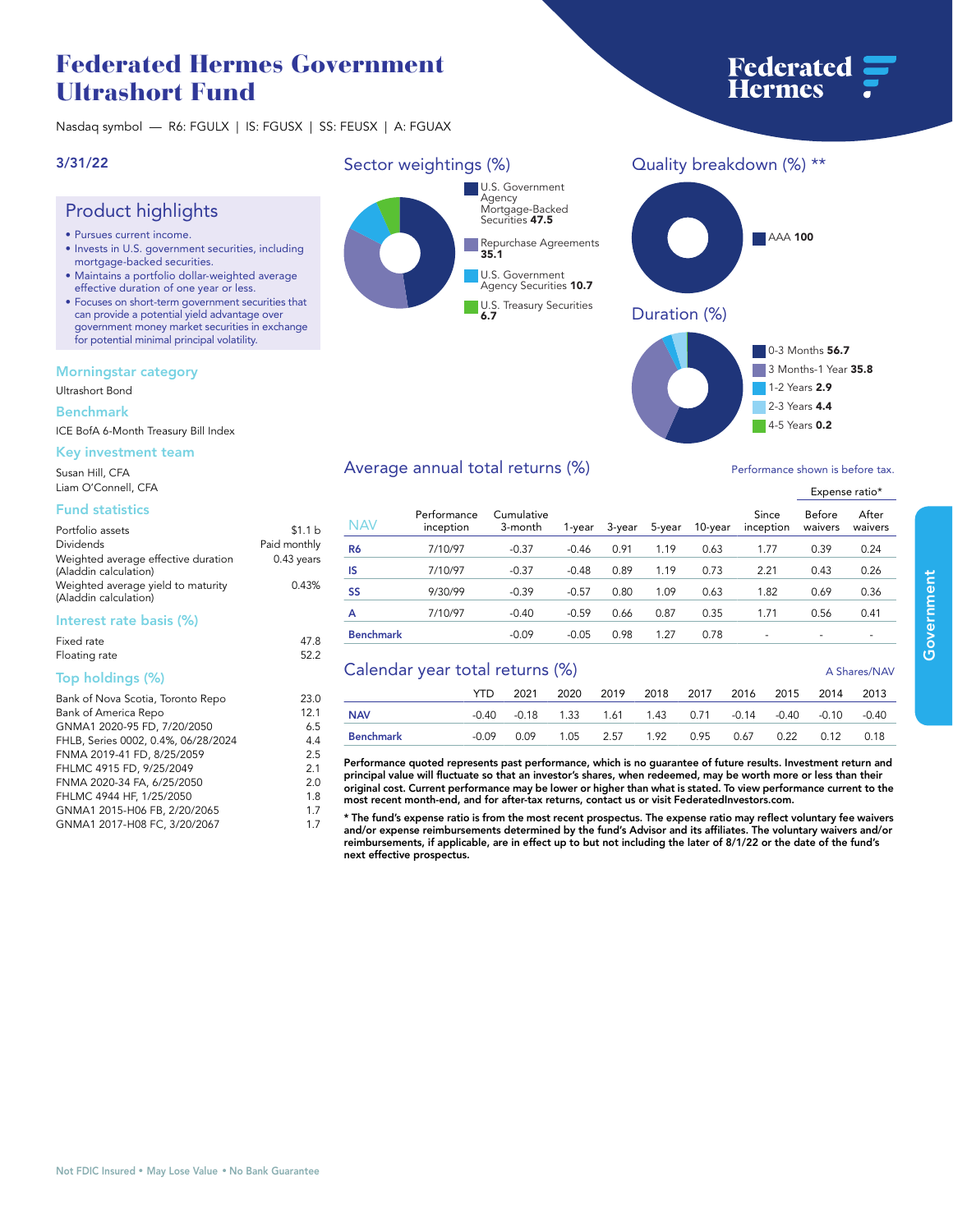# Federated Hermes Government Ultrashort Fund

Nasdaq symbol — R6: FGULX | IS: FGUSX | SS: FEUSX | A: FGUAX

**3/31/22**

## Product highlights

- Pursues current income.
- Invests in U.S. government securities, including mortgage-backed securities.
- Maintains a portfolio dollar-weighted average effective duration of one year or less.
- Focuses on short-term government securities that can provide a potential yield advantage over government money market securities in exchange for potential minimal principal volatility.

### Morningstar category

Ultrashort Bond

### Benchmark

ICE BofA 6-Month Treasury Bill Index

### Key investment team

Susan Hill, CFA
Liam O'Connell, CFA

### Fund statistics

| | |
|---|---|
| Portfolio assets | $1.1 b |
| Dividends | Paid monthly |
| Weighted average effective duration (Aladdin calculation) | 0.43 years |
| Weighted average yield to maturity (Aladdin calculation) | 0.43% |

### Interest rate basis (%)

| | |
|---|---|
| Fixed rate | 47.8 |
| Floating rate | 52.2 |

### Top holdings (%)

| | |
|---|---|
| Bank of Nova Scotia, Toronto Repo | 23.0 |
| Bank of America Repo | 12.1 |
| GNMA1 2020-95 FD, 7/20/2050 | 6.5 |
| FHLB, Series 0002, 0.4%, 06/28/2024 | 4.4 |
| FNMA 2019-41 FD, 8/25/2059 | 2.5 |
| FHLMC 4915 FD, 9/25/2049 | 2.1 |
| FNMA 2020-34 FA, 6/25/2050 | 2.0 |
| FHLMC 4944 HF, 1/25/2050 | 1.8 |
| GNMA1 2015-H06 FB, 2/20/2065 | 1.7 |
| GNMA1 2017-H08 FC, 3/20/2067 | 1.7 |

## Sector weightings (%)

- U.S. Government Agency Mortgage-Backed Securities **47.5**
- Repurchase Agreements **35.1**
- U.S. Government Agency Securities **10.7**
- U.S. Treasury Securities **6.7**

## Quality breakdown (%) **

- AAA **100**

## Duration (%)

- 0-3 Months **56.7**
- 3 Months-1 Year **35.8**
- 1-2 Years **2.9**
- 2-3 Years **4.4**
- 4-5 Years **0.2**

## Average annual total returns (%)

Performance shown is before tax.

| NAV | Performance inception | Cumulative 3-month | 1-year | 3-year | 5-year | 10-year | Since inception | Expense ratio* Before waivers | Expense ratio* After waivers |
|---|---|---|---|---|---|---|---|---|---|
| R6 | 7/10/97 | -0.37 | -0.46 | 0.91 | 1.19 | 0.63 | 1.77 | 0.39 | 0.24 |
| IS | 7/10/97 | -0.37 | -0.48 | 0.89 | 1.19 | 0.73 | 2.21 | 0.43 | 0.26 |
| SS | 9/30/99 | -0.39 | -0.57 | 0.80 | 1.09 | 0.63 | 1.82 | 0.69 | 0.36 |
| A | 7/10/97 | -0.40 | -0.59 | 0.66 | 0.87 | 0.35 | 1.71 | 0.56 | 0.41 |
| Benchmark | | -0.09 | -0.05 | 0.98 | 1.27 | 0.78 | - | - | - |

## Calendar year total returns (%)

A Shares/NAV

| | YTD | 2021 | 2020 | 2019 | 2018 | 2017 | 2016 | 2015 | 2014 | 2013 |
|---|---|---|---|---|---|---|---|---|---|---|
| NAV | -0.40 | -0.18 | 1.33 | 1.61 | 1.43 | 0.71 | -0.14 | -0.40 | -0.10 | -0.40 |
| Benchmark | -0.09 | 0.09 | 1.05 | 2.57 | 1.92 | 0.95 | 0.67 | 0.22 | 0.12 | 0.18 |

**Performance quoted represents past performance, which is no guarantee of future results. Investment return and principal value will fluctuate so that an investor's shares, when redeemed, may be worth more or less than their original cost. Current performance may be lower or higher than what is stated. To view performance current to the most recent month-end, and for after-tax returns, contact us or visit FederatedInvestors.com.**

**\* The fund's expense ratio is from the most recent prospectus. The expense ratio may reflect voluntary fee waivers and/or expense reimbursements determined by the fund's Advisor and its affiliates. The voluntary waivers and/or reimbursements, if applicable, are in effect up to but not including the later of 8/1/22 or the date of the fund's next effective prospectus.**

Not FDIC Insured • May Lose Value • No Bank Guarantee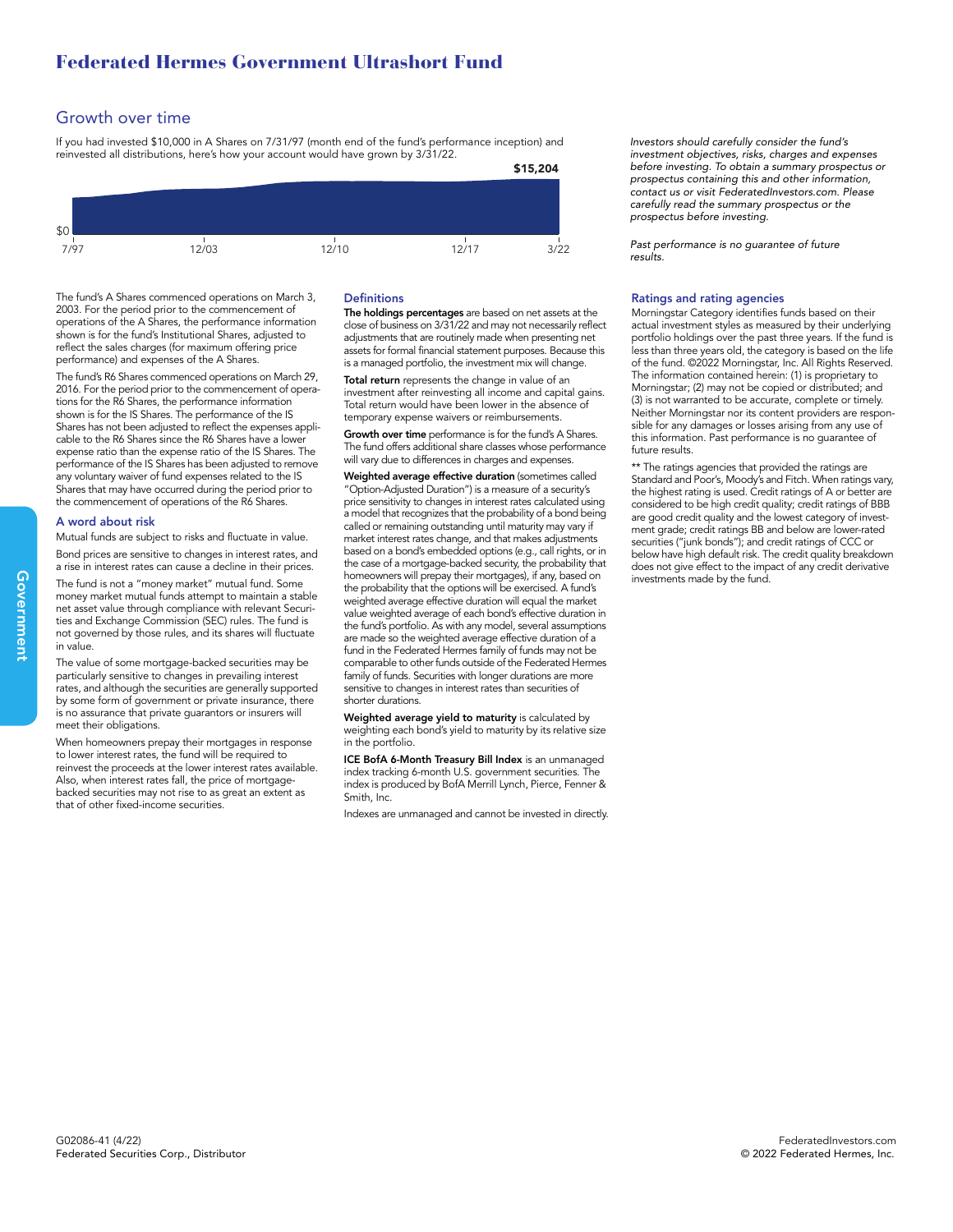# Federated Hermes Government Ultrashort Fund

## Growth over time

If you had invested $10,000 in A Shares on 7/31/97 (month end of the fund's performance inception) and reinvested all distributions, here's how your account would have grown by 3/31/22.

$15,204

$0

7/97 12/03 12/10 12/17 3/22

*Investors should carefully consider the fund's investment objectives, risks, charges and expenses before investing. To obtain a summary prospectus or prospectus containing this and other information, contact us or visit FederatedInvestors.com. Please carefully read the summary prospectus or the prospectus before investing.*

*Past performance is no guarantee of future results.*

The fund's A Shares commenced operations on March 3, 2003. For the period prior to the commencement of operations of the A Shares, the performance information shown is for the fund's Institutional Shares, adjusted to reflect the sales charges (for maximum offering price performance) and expenses of the A Shares.

The fund's R6 Shares commenced operations on March 29, 2016. For the period prior to the commencement of operations for the R6 Shares, the performance information shown is for the IS Shares. The performance of the IS Shares has not been adjusted to reflect the expenses applicable to the R6 Shares since the R6 Shares have a lower expense ratio than the expense ratio of the IS Shares. The performance of the IS Shares has been adjusted to remove any voluntary waiver of fund expenses related to the IS Shares that may have occurred during the period prior to the commencement of operations of the R6 Shares.

### A word about risk

Mutual funds are subject to risks and fluctuate in value.

Bond prices are sensitive to changes in interest rates, and a rise in interest rates can cause a decline in their prices.

The fund is not a "money market" mutual fund. Some money market mutual funds attempt to maintain a stable net asset value through compliance with relevant Securities and Exchange Commission (SEC) rules. The fund is not governed by those rules, and its shares will fluctuate in value.

The value of some mortgage-backed securities may be particularly sensitive to changes in prevailing interest rates, and although the securities are generally supported by some form of government or private insurance, there is no assurance that private guarantors or insurers will meet their obligations.

When homeowners prepay their mortgages in response to lower interest rates, the fund will be required to reinvest the proceeds at the lower interest rates available. Also, when interest rates fall, the price of mortgage-backed securities may not rise to as great an extent as that of other fixed-income securities.

### Definitions

**The holdings percentages** are based on net assets at the close of business on 3/31/22 and may not necessarily reflect adjustments that are routinely made when presenting net assets for formal financial statement purposes. Because this is a managed portfolio, the investment mix will change.

**Total return** represents the change in value of an investment after reinvesting all income and capital gains. Total return would have been lower in the absence of temporary expense waivers or reimbursements.

**Growth over time** performance is for the fund's A Shares. The fund offers additional share classes whose performance will vary due to differences in charges and expenses.

**Weighted average effective duration** (sometimes called "Option-Adjusted Duration") is a measure of a security's price sensitivity to changes in interest rates calculated using a model that recognizes that the probability of a bond being called or remaining outstanding until maturity may vary if market interest rates change, and that makes adjustments based on a bond's embedded options (e.g., call rights, or in the case of a mortgage-backed security, the probability that homeowners will prepay their mortgages), if any, based on the probability that the options will be exercised. A fund's weighted average effective duration will equal the market value weighted average of each bond's effective duration in the fund's portfolio. As with any model, several assumptions are made so the weighted average effective duration of a fund in the Federated Hermes family of funds may not be comparable to other funds outside of the Federated Hermes family of funds. Securities with longer durations are more sensitive to changes in interest rates than securities of shorter durations.

**Weighted average yield to maturity** is calculated by weighting each bond's yield to maturity by its relative size in the portfolio.

**ICE BofA 6-Month Treasury Bill Index** is an unmanaged index tracking 6-month U.S. government securities. The index is produced by BofA Merrill Lynch, Pierce, Fenner & Smith, Inc.

Indexes are unmanaged and cannot be invested in directly.

### Ratings and rating agencies

Morningstar Category identifies funds based on their actual investment styles as measured by their underlying portfolio holdings over the past three years. If the fund is less than three years old, the category is based on the life of the fund. ©2022 Morningstar, Inc. All Rights Reserved. The information contained herein: (1) is proprietary to Morningstar; (2) may not be copied or distributed; and (3) is not warranted to be accurate, complete or timely. Neither Morningstar nor its content providers are responsible for any damages or losses arising from any use of this information. Past performance is no guarantee of future results.

** The ratings agencies that provided the ratings are Standard and Poor's, Moody's and Fitch. When ratings vary, the highest rating is used. Credit ratings of A or better are considered to be high credit quality; credit ratings of BBB are good credit quality and the lowest category of investment grade; credit ratings BB and below are lower-rated securities ("junk bonds"); and credit ratings of CCC or below have high default risk. The credit quality breakdown does not give effect to the impact of any credit derivative investments made by the fund.

G02086-41 (4/22)
Federated Securities Corp., Distributor

FederatedInvestors.com
© 2022 Federated Hermes, Inc.